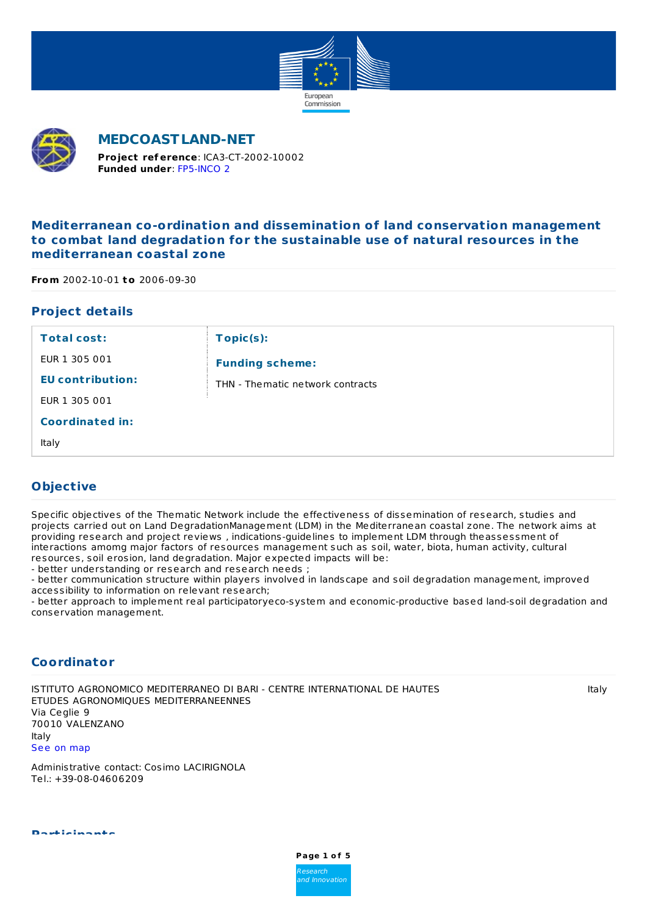# MEDCOAST LAND-NET

**Project reference**: ICA3-CT-2002-10002
**Funded under**: FP5-INCO 2

## Mediterranean co-ordination and dissemination of land conservation management to combat land degradation for the sustainable use of natural resources in the mediterranean coastal zone

**From** 2002-10-01 **to** 2006-09-30

## Project details

| | |
|---|---|
| **Total cost:** | **Topic(s):** |
| EUR 1 305 001 | **Funding scheme:** |
| **EU contribution:** | THN - Thematic network contracts |
| EUR 1 305 001 | |
| **Coordinated in:** | |
| Italy | |

## Objective

Specific objectives of the Thematic Network include the effectiveness of dissemination of research, studies and projects carried out on Land DegradationManagement (LDM) in the Mediterranean coastal zone. The network aims at providing research and project reviews , indications-guidelines to implement LDM through theassessment of interactions amomg major factors of resources management such as soil, water, biota, human activity, cultural resources, soil erosion, land degradation. Major expected impacts will be:
- better understanding or research and research needs ;
- better communication structure within players involved in landscape and soil degradation management, improved accessibility to information on relevant research;
- better approach to implement real participatoryeco-system and economic-productive based land-soil degradation and conservation management.

## Coordinator

ISTITUTO AGRONOMICO MEDITERRANEO DI BARI - CENTRE INTERNATIONAL DE HAUTES ETUDES AGRONOMIQUES MEDITERRANEENNES
Via Ceglie 9
70010 VALENZANO
Italy
See on map

Italy

Administrative contact: Cosimo LACIRIGNOLA
Tel.: +39-08-04606209

## Participants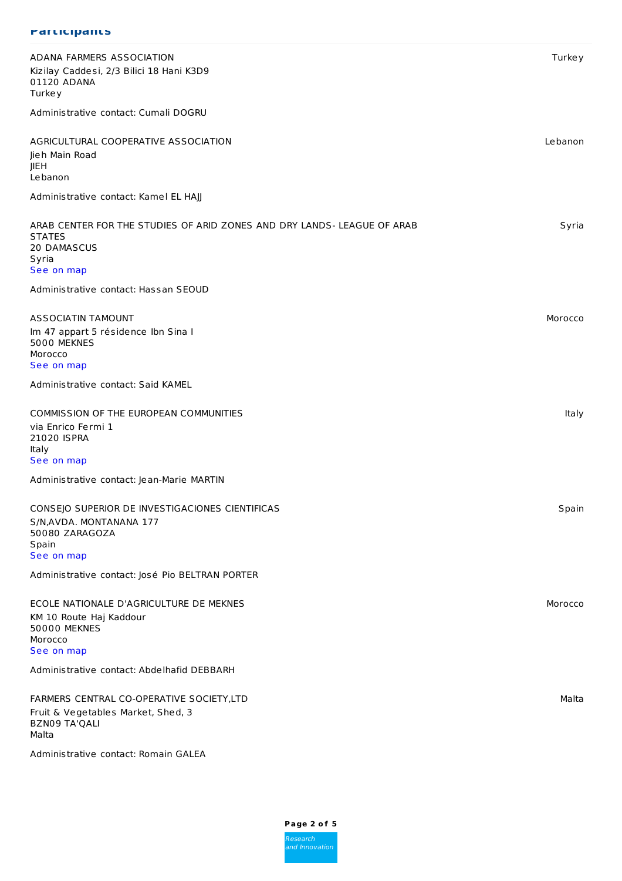## Participants

ADANA FARMERS ASSOCIATION — Turkey
Kizilay Caddesi, 2/3 Bilici 18 Hani K3D9
01120 ADANA
Turkey

Administrative contact: Cumali DOGRU

AGRICULTURAL COOPERATIVE ASSOCIATION — Lebanon
Jieh Main Road
JIEH
Lebanon

Administrative contact: Kamel EL HAJJ

ARAB CENTER FOR THE STUDIES OF ARID ZONES AND DRY LANDS- LEAGUE OF ARAB STATES — Syria
20 DAMASCUS
Syria
See on map

Administrative contact: Hassan SEOUD

ASSOCIATIN TAMOUNT — Morocco
Im 47 appart 5 résidence Ibn Sina I
5000 MEKNES
Morocco
See on map

Administrative contact: Said KAMEL

COMMISSION OF THE EUROPEAN COMMUNITIES — Italy
via Enrico Fermi 1
21020 ISPRA
Italy
See on map

Administrative contact: Jean-Marie MARTIN

CONSEJO SUPERIOR DE INVESTIGACIONES CIENTIFICAS — Spain
S/N,AVDA. MONTANANA 177
50080 ZARAGOZA
Spain
See on map

Administrative contact: José Pio BELTRAN PORTER

ECOLE NATIONALE D'AGRICULTURE DE MEKNES — Morocco
KM 10 Route Haj Kaddour
50000 MEKNES
Morocco
See on map

Administrative contact: Abdelhafid DEBBARH

FARMERS CENTRAL CO-OPERATIVE SOCIETY,LTD — Malta
Fruit & Vegetables Market, Shed, 3
BZN09 TA'QALI
Malta

Administrative contact: Romain GALEA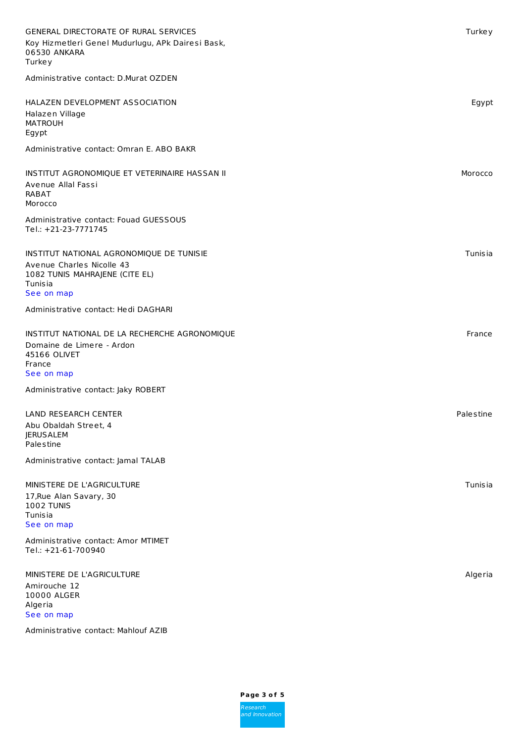GENERAL DIRECTORATE OF RURAL SERVICES
Koy Hizmetleri Genel Mudurlugu, APk Dairesi Bask,
06530 ANKARA
Turkey

Turkey

Administrative contact: D.Murat OZDEN

HALAZEN DEVELOPMENT ASSOCIATION
Halazen Village
MATROUH
Egypt

Egypt

Administrative contact: Omran E. ABO BAKR

INSTITUT AGRONOMIQUE ET VETERINAIRE HASSAN II
Avenue Allal Fassi
RABAT
Morocco

Morocco

Administrative contact: Fouad GUESSOUS
Tel.: +21-23-7771745

INSTITUT NATIONAL AGRONOMIQUE DE TUNISIE
Avenue Charles Nicolle 43
1082 TUNIS MAHRAJENE (CITE EL)
Tunisia
See on map

Tunisia

Administrative contact: Hedi DAGHARI

INSTITUT NATIONAL DE LA RECHERCHE AGRONOMIQUE
Domaine de Limere - Ardon
45166 OLIVET
France
See on map

France

Administrative contact: Jaky ROBERT

LAND RESEARCH CENTER
Abu Obaldah Street, 4
JERUSALEM
Palestine

Palestine

Administrative contact: Jamal TALAB

MINISTERE DE L'AGRICULTURE
17,Rue Alan Savary, 30
1002 TUNIS
Tunisia
See on map

Tunisia

Administrative contact: Amor MTIMET
Tel.: +21-61-700940

MINISTERE DE L'AGRICULTURE
Amirouche 12
10000 ALGER
Algeria
See on map

Algeria

Administrative contact: Mahlouf AZIB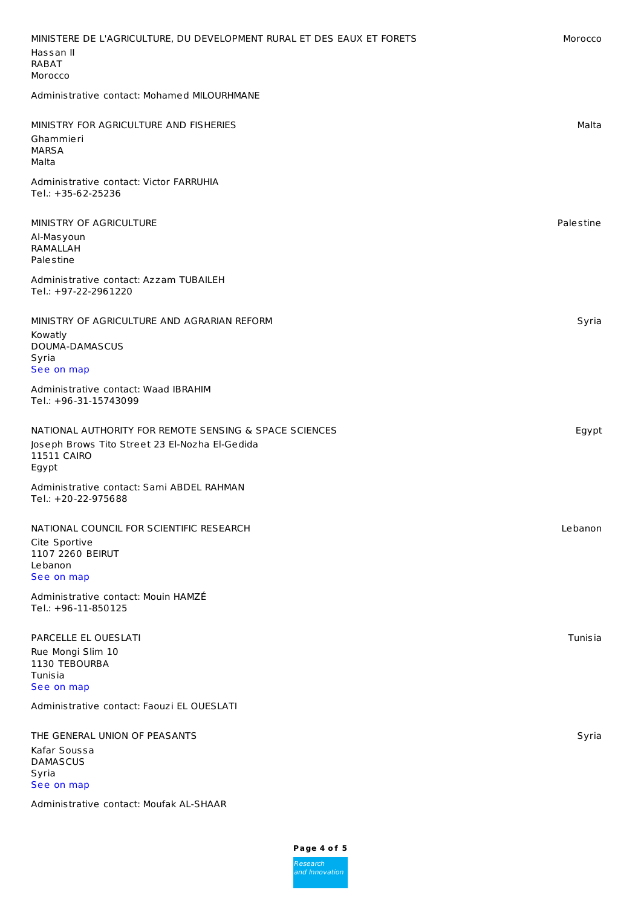MINISTERE DE L'AGRICULTURE, DU DEVELOPMENT RURAL ET DES EAUX ET FORETS — Morocco

Hassan II
RABAT
Morocco

Administrative contact: Mohamed MILOURHMANE

MINISTRY FOR AGRICULTURE AND FISHERIES — Malta

Ghammieri
MARSA
Malta

Administrative contact: Victor FARRUHIA
Tel.: +35-62-25236

MINISTRY OF AGRICULTURE — Palestine

Al-Masyoun
RAMALLAH
Palestine

Administrative contact: Azzam TUBAILEH
Tel.: +97-22-2961220

MINISTRY OF AGRICULTURE AND AGRARIAN REFORM — Syria

Kowatly
DOUMA-DAMASCUS
Syria
See on map

Administrative contact: Waad IBRAHIM
Tel.: +96-31-15743099

NATIONAL AUTHORITY FOR REMOTE SENSING & SPACE SCIENCES — Egypt

Joseph Brows Tito Street 23 El-Nozha El-Gedida
11511 CAIRO
Egypt

Administrative contact: Sami ABDEL RAHMAN
Tel.: +20-22-975688

NATIONAL COUNCIL FOR SCIENTIFIC RESEARCH — Lebanon

Cite Sportive
1107 2260 BEIRUT
Lebanon
See on map

Administrative contact: Mouin HAMZÉ
Tel.: +96-11-850125

PARCELLE EL OUESLATI — Tunisia

Rue Mongi Slim 10
1130 TEBOURBA
Tunisia
See on map

Administrative contact: Faouzi EL OUESLATI

THE GENERAL UNION OF PEASANTS — Syria

Kafar Soussa
DAMASCUS
Syria
See on map

Administrative contact: Moufak AL-SHAAR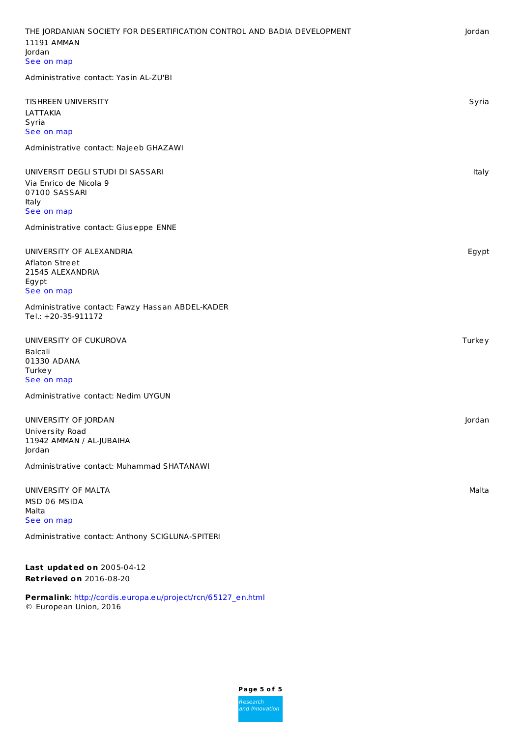THE JORDANIAN SOCIETY FOR DESERTIFICATION CONTROL AND BADIA DEVELOPMENT
11191 AMMAN
Jordan
See on map

Jordan

Administrative contact: Yasin AL-ZU'BI

TISHREEN UNIVERSITY
LATTAKIA
Syria
See on map

Syria

Administrative contact: Najeeb GHAZAWI

UNIVERSIT DEGLI STUDI DI SASSARI
Via Enrico de Nicola 9
07100 SASSARI
Italy
See on map

Italy

Administrative contact: Giuseppe ENNE

UNIVERSITY OF ALEXANDRIA
Aflaton Street
21545 ALEXANDRIA
Egypt
See on map

Egypt

Administrative contact: Fawzy Hassan ABDEL-KADER
Tel.: +20-35-911172

UNIVERSITY OF CUKUROVA
Balcali
01330 ADANA
Turkey
See on map

Turkey

Administrative contact: Nedim UYGUN

UNIVERSITY OF JORDAN
University Road
11942 AMMAN / AL-JUBAIHA
Jordan

Jordan

Administrative contact: Muhammad SHATANAWI

UNIVERSITY OF MALTA
MSD 06 MSIDA
Malta
See on map

Malta

Administrative contact: Anthony SCIGLUNA-SPITERI

**Last updated on** 2005-04-12
**Retrieved on** 2016-08-20

**Permalink**: http://cordis.europa.eu/project/rcn/65127_en.html
© European Union, 2016